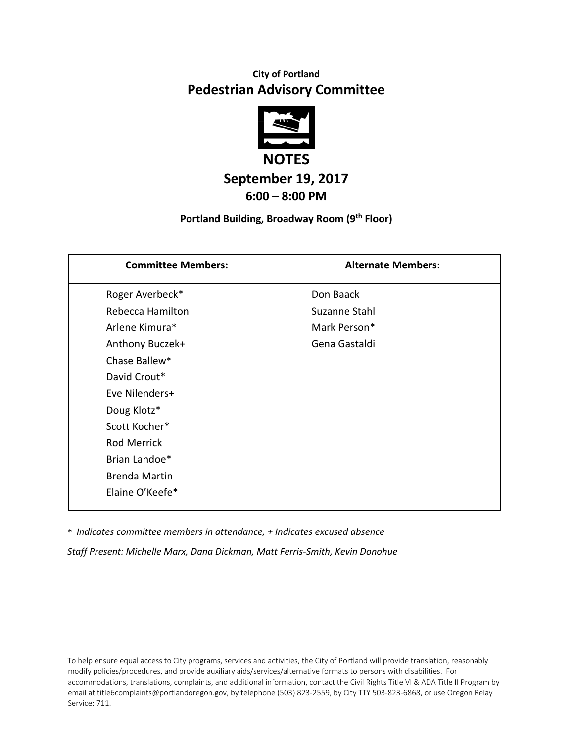**City of Portland**

# Pedestrian Advisory Committee

## NOTES

### September 19, 2017

### 6:00 – 8:00 PM

**Portland Building, Broadway Room (9th Floor)**

| Committee Members: | Alternate Members: |
|---|---|
| Roger Averbeck* | Don Baack |
| Rebecca Hamilton | Suzanne Stahl |
| Arlene Kimura* | Mark Person* |
| Anthony Buczek+ | Gena Gastaldi |
| Chase Ballew* | |
| David Crout* | |
| Eve Nilenders+ | |
| Doug Klotz* | |
| Scott Kocher* | |
| Rod Merrick | |
| Brian Landoe* | |
| Brenda Martin | |
| Elaine O'Keefe* | |

\* *Indicates committee members in attendance, + Indicates excused absence*

*Staff Present: Michelle Marx, Dana Dickman, Matt Ferris-Smith, Kevin Donohue*

To help ensure equal access to City programs, services and activities, the City of Portland will provide translation, reasonably modify policies/procedures, and provide auxiliary aids/services/alternative formats to persons with disabilities. For accommodations, translations, complaints, and additional information, contact the Civil Rights Title VI & ADA Title II Program by email at title6complaints@portlandoregon.gov, by telephone (503) 823-2559, by City TTY 503-823-6868, or use Oregon Relay Service: 711.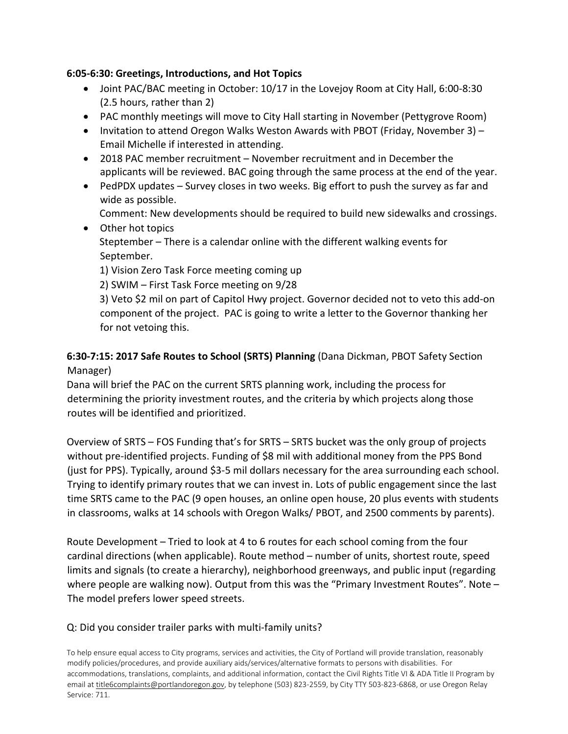**6:05-6:30: Greetings, Introductions, and Hot Topics**

- Joint PAC/BAC meeting in October: 10/17 in the Lovejoy Room at City Hall, 6:00-8:30 (2.5 hours, rather than 2)
- PAC monthly meetings will move to City Hall starting in November (Pettygrove Room)
- Invitation to attend Oregon Walks Weston Awards with PBOT (Friday, November 3) – Email Michelle if interested in attending.
- 2018 PAC member recruitment – November recruitment and in December the applicants will be reviewed. BAC going through the same process at the end of the year.
- PedPDX updates – Survey closes in two weeks. Big effort to push the survey as far and wide as possible.
  Comment: New developments should be required to build new sidewalks and crossings.
- Other hot topics
  Steptember – There is a calendar online with the different walking events for September.
  1) Vision Zero Task Force meeting coming up
  2) SWIM – First Task Force meeting on 9/28
  3) Veto $2 mil on part of Capitol Hwy project. Governor decided not to veto this add-on component of the project. PAC is going to write a letter to the Governor thanking her for not vetoing this.

**6:30-7:15: 2017 Safe Routes to School (SRTS) Planning** (Dana Dickman, PBOT Safety Section Manager)

Dana will brief the PAC on the current SRTS planning work, including the process for determining the priority investment routes, and the criteria by which projects along those routes will be identified and prioritized.

Overview of SRTS – FOS Funding that's for SRTS – SRTS bucket was the only group of projects without pre-identified projects. Funding of $8 mil with additional money from the PPS Bond (just for PPS). Typically, around $3-5 mil dollars necessary for the area surrounding each school. Trying to identify primary routes that we can invest in. Lots of public engagement since the last time SRTS came to the PAC (9 open houses, an online open house, 20 plus events with students in classrooms, walks at 14 schools with Oregon Walks/ PBOT, and 2500 comments by parents).

Route Development – Tried to look at 4 to 6 routes for each school coming from the four cardinal directions (when applicable). Route method – number of units, shortest route, speed limits and signals (to create a hierarchy), neighborhood greenways, and public input (regarding where people are walking now). Output from this was the "Primary Investment Routes". Note – The model prefers lower speed streets.

Q: Did you consider trailer parks with multi-family units?

To help ensure equal access to City programs, services and activities, the City of Portland will provide translation, reasonably modify policies/procedures, and provide auxiliary aids/services/alternative formats to persons with disabilities. For accommodations, translations, complaints, and additional information, contact the Civil Rights Title VI & ADA Title II Program by email at title6complaints@portlandoregon.gov, by telephone (503) 823-2559, by City TTY 503-823-6868, or use Oregon Relay Service: 711.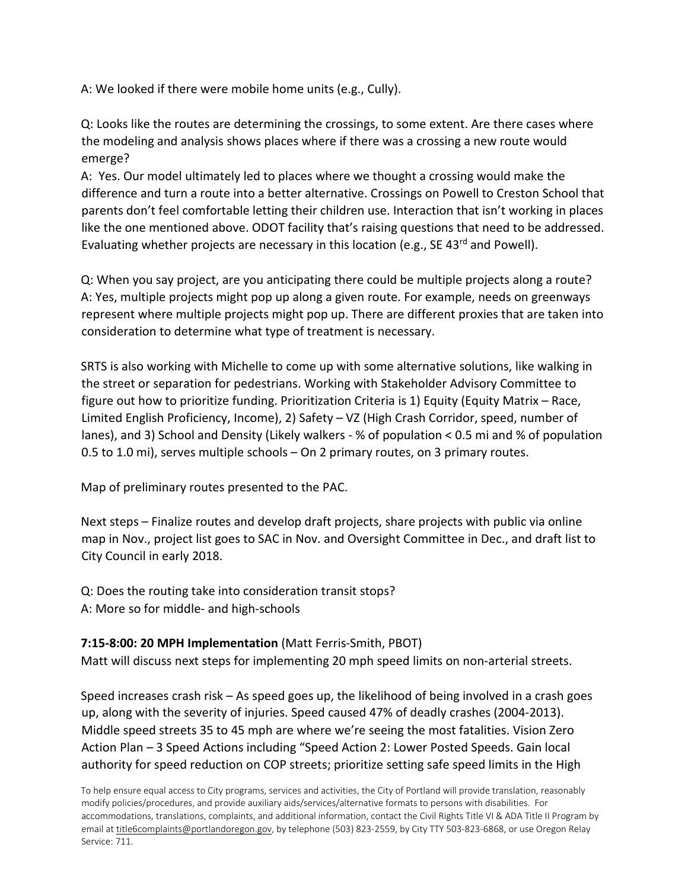A: We looked if there were mobile home units (e.g., Cully).

Q: Looks like the routes are determining the crossings, to some extent. Are there cases where the modeling and analysis shows places where if there was a crossing a new route would emerge?

A: Yes. Our model ultimately led to places where we thought a crossing would make the difference and turn a route into a better alternative. Crossings on Powell to Creston School that parents don't feel comfortable letting their children use. Interaction that isn't working in places like the one mentioned above. ODOT facility that's raising questions that need to be addressed. Evaluating whether projects are necessary in this location (e.g., SE 43rd and Powell).

Q: When you say project, are you anticipating there could be multiple projects along a route?

A: Yes, multiple projects might pop up along a given route. For example, needs on greenways represent where multiple projects might pop up. There are different proxies that are taken into consideration to determine what type of treatment is necessary.

SRTS is also working with Michelle to come up with some alternative solutions, like walking in the street or separation for pedestrians. Working with Stakeholder Advisory Committee to figure out how to prioritize funding. Prioritization Criteria is 1) Equity (Equity Matrix – Race, Limited English Proficiency, Income), 2) Safety – VZ (High Crash Corridor, speed, number of lanes), and 3) School and Density (Likely walkers - % of population < 0.5 mi and % of population 0.5 to 1.0 mi), serves multiple schools – On 2 primary routes, on 3 primary routes.

Map of preliminary routes presented to the PAC.

Next steps – Finalize routes and develop draft projects, share projects with public via online map in Nov., project list goes to SAC in Nov. and Oversight Committee in Dec., and draft list to City Council in early 2018.

Q: Does the routing take into consideration transit stops?

A: More so for middle- and high-schools

**7:15-8:00: 20 MPH Implementation** (Matt Ferris-Smith, PBOT)

Matt will discuss next steps for implementing 20 mph speed limits on non-arterial streets.

Speed increases crash risk – As speed goes up, the likelihood of being involved in a crash goes up, along with the severity of injuries. Speed caused 47% of deadly crashes (2004-2013). Middle speed streets 35 to 45 mph are where we're seeing the most fatalities. Vision Zero Action Plan – 3 Speed Actions including "Speed Action 2: Lower Posted Speeds. Gain local authority for speed reduction on COP streets; prioritize setting safe speed limits in the High

To help ensure equal access to City programs, services and activities, the City of Portland will provide translation, reasonably modify policies/procedures, and provide auxiliary aids/services/alternative formats to persons with disabilities. For accommodations, translations, complaints, and additional information, contact the Civil Rights Title VI & ADA Title II Program by email at title6complaints@portlandoregon.gov, by telephone (503) 823-2559, by City TTY 503-823-6868, or use Oregon Relay Service: 711.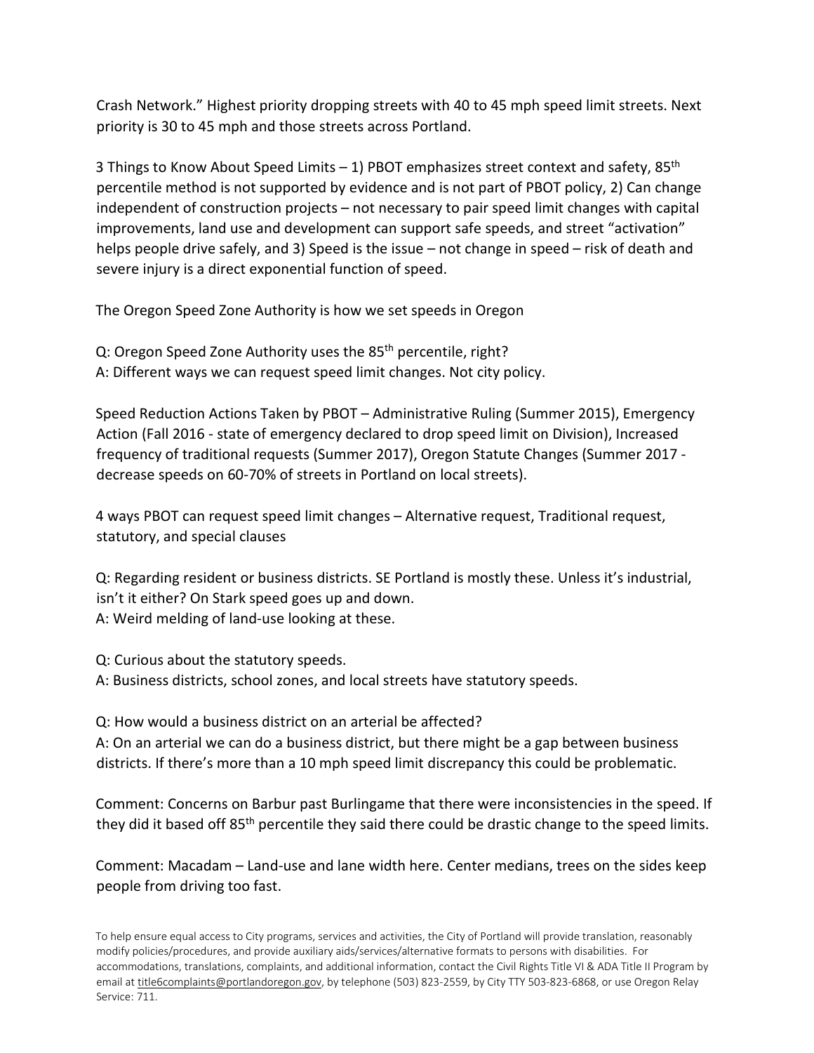Crash Network." Highest priority dropping streets with 40 to 45 mph speed limit streets. Next priority is 30 to 45 mph and those streets across Portland.

3 Things to Know About Speed Limits – 1) PBOT emphasizes street context and safety, 85th percentile method is not supported by evidence and is not part of PBOT policy, 2) Can change independent of construction projects – not necessary to pair speed limit changes with capital improvements, land use and development can support safe speeds, and street "activation" helps people drive safely, and 3) Speed is the issue – not change in speed – risk of death and severe injury is a direct exponential function of speed.

The Oregon Speed Zone Authority is how we set speeds in Oregon

Q: Oregon Speed Zone Authority uses the 85th percentile, right?
A: Different ways we can request speed limit changes. Not city policy.

Speed Reduction Actions Taken by PBOT – Administrative Ruling (Summer 2015), Emergency Action (Fall 2016 - state of emergency declared to drop speed limit on Division), Increased frequency of traditional requests (Summer 2017), Oregon Statute Changes (Summer 2017 - decrease speeds on 60-70% of streets in Portland on local streets).

4 ways PBOT can request speed limit changes – Alternative request, Traditional request, statutory, and special clauses

Q: Regarding resident or business districts. SE Portland is mostly these. Unless it's industrial, isn't it either? On Stark speed goes up and down.
A: Weird melding of land-use looking at these.

Q: Curious about the statutory speeds.
A: Business districts, school zones, and local streets have statutory speeds.

Q: How would a business district on an arterial be affected?
A: On an arterial we can do a business district, but there might be a gap between business districts. If there's more than a 10 mph speed limit discrepancy this could be problematic.

Comment: Concerns on Barbur past Burlingame that there were inconsistencies in the speed. If they did it based off 85th percentile they said there could be drastic change to the speed limits.

Comment: Macadam – Land-use and lane width here. Center medians, trees on the sides keep people from driving too fast.

To help ensure equal access to City programs, services and activities, the City of Portland will provide translation, reasonably modify policies/procedures, and provide auxiliary aids/services/alternative formats to persons with disabilities. For accommodations, translations, complaints, and additional information, contact the Civil Rights Title VI & ADA Title II Program by email at title6complaints@portlandoregon.gov, by telephone (503) 823-2559, by City TTY 503-823-6868, or use Oregon Relay Service: 711.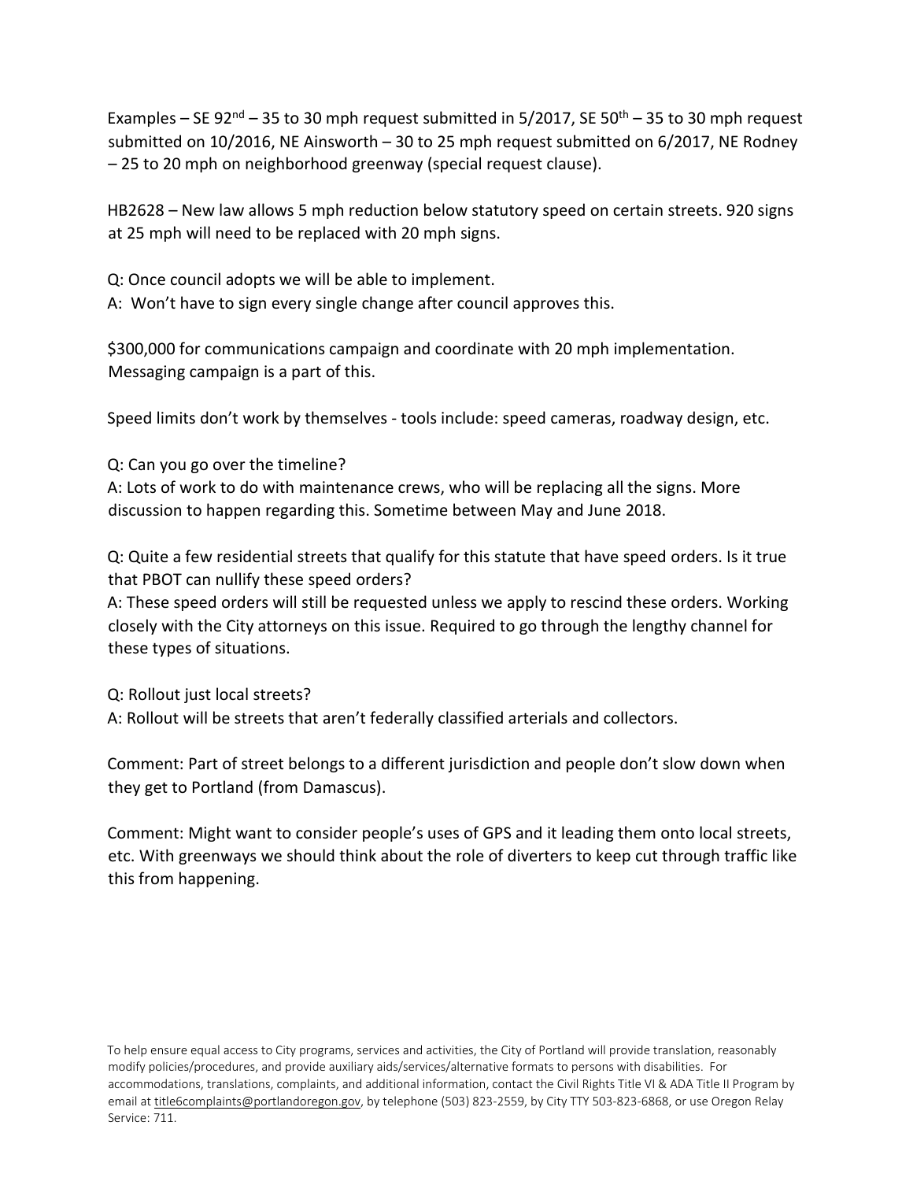Examples – SE 92nd – 35 to 30 mph request submitted in 5/2017, SE 50th – 35 to 30 mph request submitted on 10/2016, NE Ainsworth – 30 to 25 mph request submitted on 6/2017, NE Rodney – 25 to 20 mph on neighborhood greenway (special request clause).

HB2628 – New law allows 5 mph reduction below statutory speed on certain streets. 920 signs at 25 mph will need to be replaced with 20 mph signs.

Q: Once council adopts we will be able to implement.
A: Won't have to sign every single change after council approves this.

$300,000 for communications campaign and coordinate with 20 mph implementation. Messaging campaign is a part of this.

Speed limits don't work by themselves - tools include: speed cameras, roadway design, etc.

Q: Can you go over the timeline?
A: Lots of work to do with maintenance crews, who will be replacing all the signs. More discussion to happen regarding this. Sometime between May and June 2018.

Q: Quite a few residential streets that qualify for this statute that have speed orders. Is it true that PBOT can nullify these speed orders?
A: These speed orders will still be requested unless we apply to rescind these orders. Working closely with the City attorneys on this issue. Required to go through the lengthy channel for these types of situations.

Q: Rollout just local streets?
A: Rollout will be streets that aren't federally classified arterials and collectors.

Comment: Part of street belongs to a different jurisdiction and people don't slow down when they get to Portland (from Damascus).

Comment: Might want to consider people's uses of GPS and it leading them onto local streets, etc. With greenways we should think about the role of diverters to keep cut through traffic like this from happening.

To help ensure equal access to City programs, services and activities, the City of Portland will provide translation, reasonably modify policies/procedures, and provide auxiliary aids/services/alternative formats to persons with disabilities. For accommodations, translations, complaints, and additional information, contact the Civil Rights Title VI & ADA Title II Program by email at title6complaints@portlandoregon.gov, by telephone (503) 823-2559, by City TTY 503-823-6868, or use Oregon Relay Service: 711.